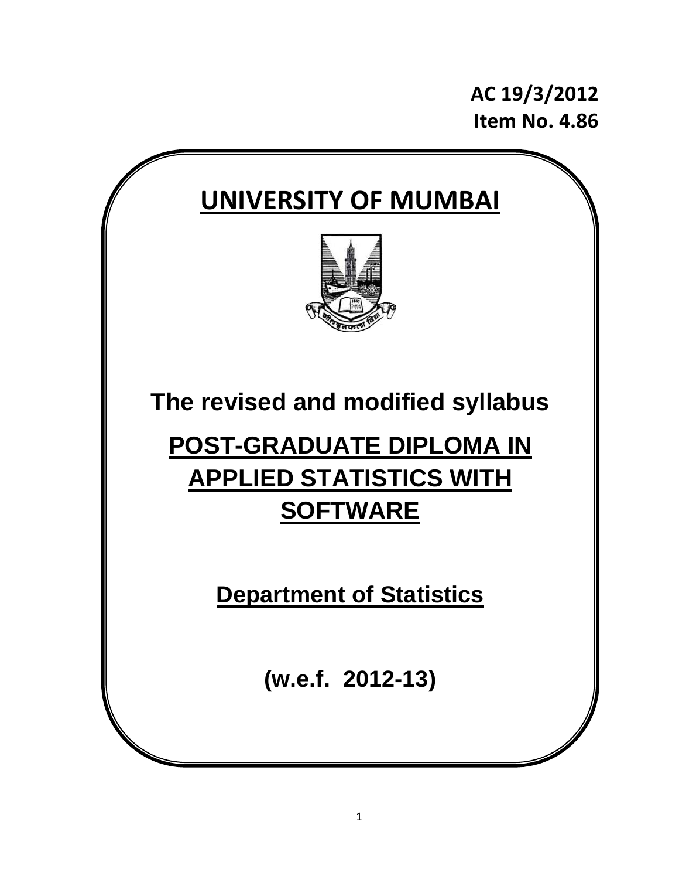**AC 19/3/2012**
**Item No. 4.86**

# UNIVERSITY OF MUMBAI

## The revised and modified syllabus

# POST-GRADUATE DIPLOMA IN APPLIED STATISTICS WITH SOFTWARE

## Department of Statistics

**(w.e.f. 2012-13)**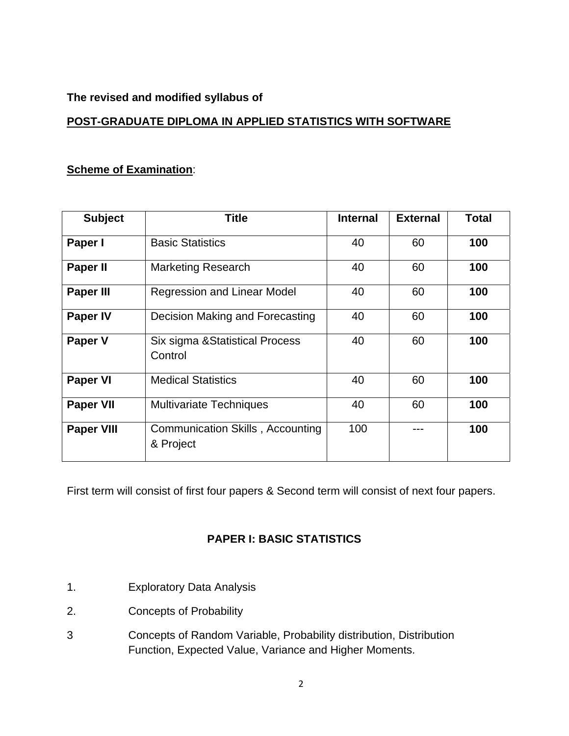**The revised and modified syllabus of**

## POST-GRADUATE DIPLOMA IN APPLIED STATISTICS WITH SOFTWARE

**Scheme of Examination**:

| Subject | Title | Internal | External | Total |
|---|---|---|---|---|
| **Paper I** | Basic Statistics | 40 | 60 | **100** |
| **Paper II** | Marketing Research | 40 | 60 | **100** |
| **Paper III** | Regression and Linear Model | 40 | 60 | **100** |
| **Paper IV** | Decision Making and Forecasting | 40 | 60 | **100** |
| **Paper V** | Six sigma &Statistical Process Control | 40 | 60 | **100** |
| **Paper VI** | Medical Statistics | 40 | 60 | **100** |
| **Paper VII** | Multivariate Techniques | 40 | 60 | **100** |
| **Paper VIII** | Communication Skills , Accounting & Project | 100 | --- | **100** |

First term will consist of first four papers & Second term will consist of next four papers.

### PAPER I: BASIC STATISTICS

1. Exploratory Data Analysis
2. Concepts of Probability
3. Concepts of Random Variable, Probability distribution, Distribution Function, Expected Value, Variance and Higher Moments.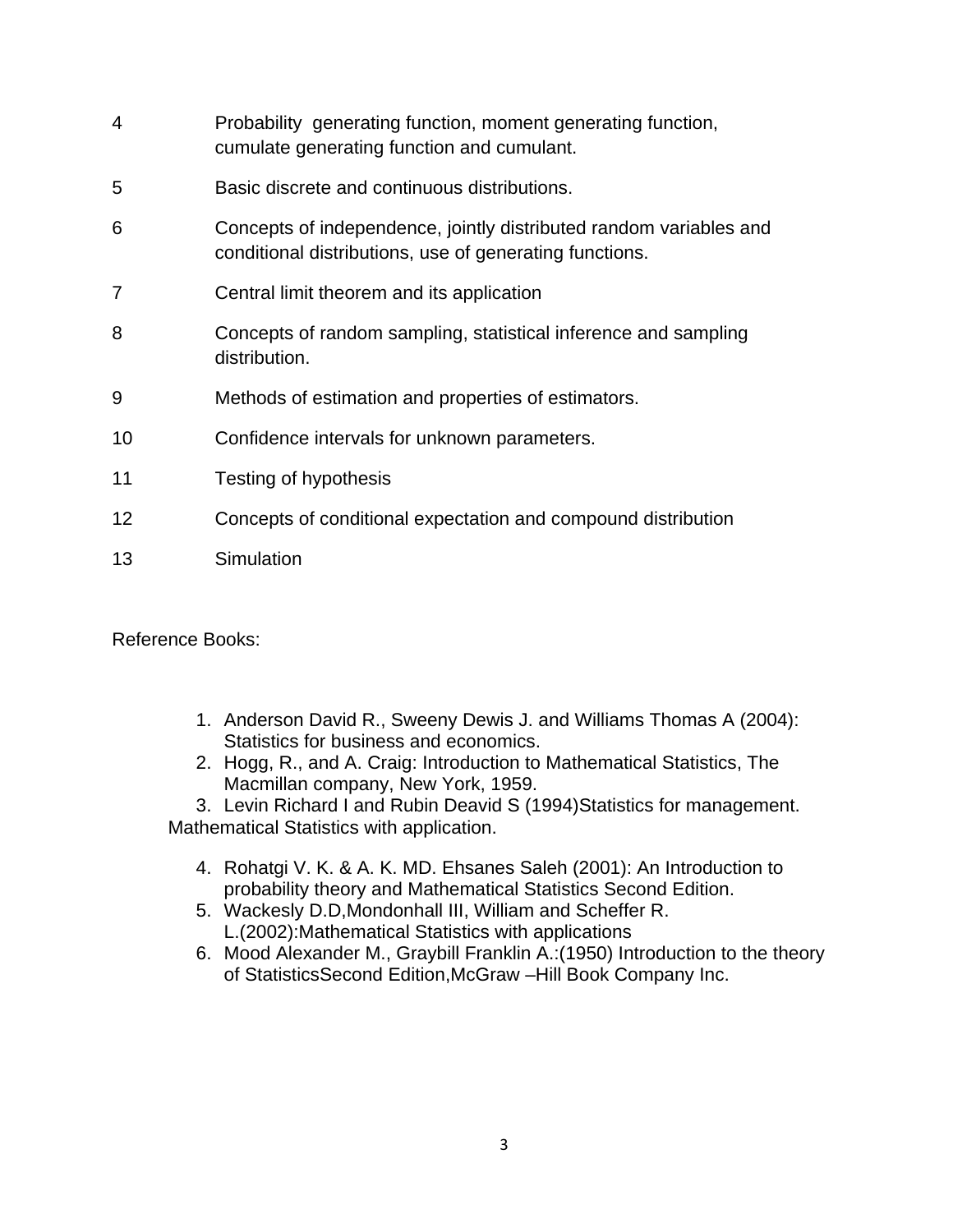| | |
|---|---|
| 4 | Probability generating function, moment generating function, cumulate generating function and cumulant. |
| 5 | Basic discrete and continuous distributions. |
| 6 | Concepts of independence, jointly distributed random variables and conditional distributions, use of generating functions. |
| 7 | Central limit theorem and its application |
| 8 | Concepts of random sampling, statistical inference and sampling distribution. |
| 9 | Methods of estimation and properties of estimators. |
| 10 | Confidence intervals for unknown parameters. |
| 11 | Testing of hypothesis |
| 12 | Concepts of conditional expectation and compound distribution |
| 13 | Simulation |

Reference Books:

1. Anderson David R., Sweeny Dewis J. and Williams Thomas A (2004): Statistics for business and economics.
2. Hogg, R., and A. Craig: Introduction to Mathematical Statistics, The Macmillan company, New York, 1959.
3. Levin Richard I and Rubin Deavid S (1994)Statistics for management. Mathematical Statistics with application.
4. Rohatgi V. K. & A. K. MD. Ehsanes Saleh (2001): An Introduction to probability theory and Mathematical Statistics Second Edition.
5. Wackesly D.D,Mondonhall III, William and Scheffer R. L.(2002):Mathematical Statistics with applications
6. Mood Alexander M., Graybill Franklin A.:(1950) Introduction to the theory of StatisticsSecond Edition,McGraw –Hill Book Company Inc.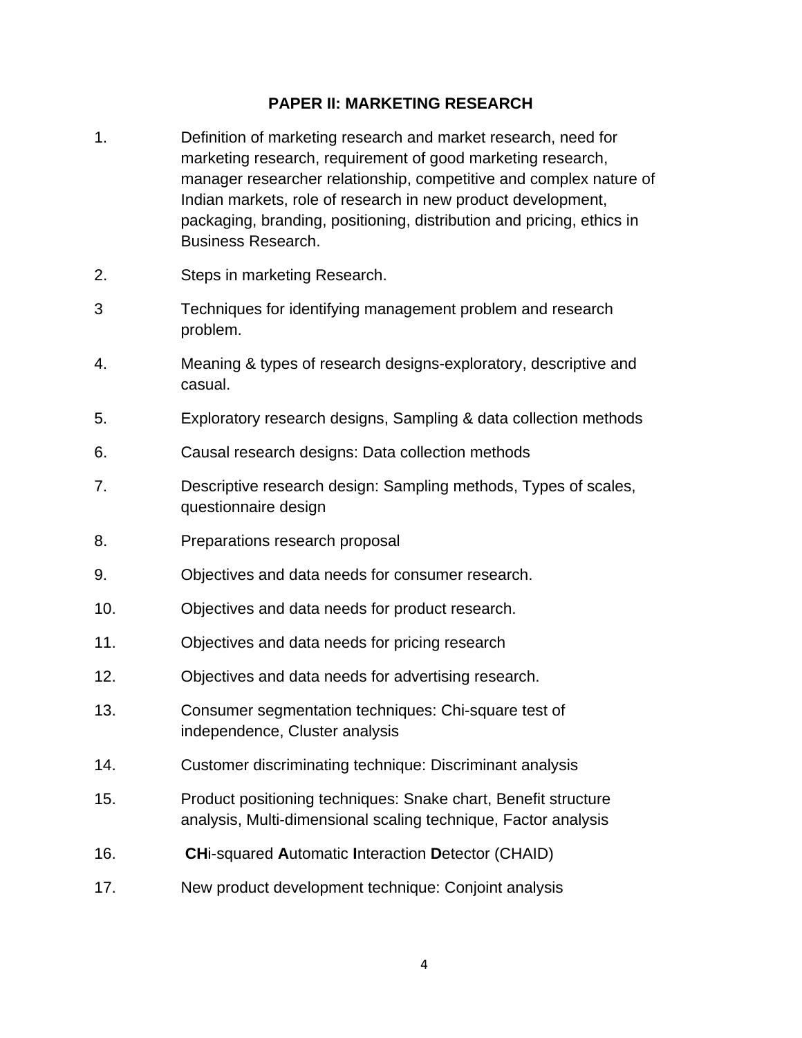## PAPER II: MARKETING RESEARCH

1. Definition of marketing research and market research, need for marketing research, requirement of good marketing research, manager researcher relationship, competitive and complex nature of Indian markets, role of research in new product development, packaging, branding, positioning, distribution and pricing, ethics in Business Research.
2. Steps in marketing Research.
3. Techniques for identifying management problem and research problem.
4. Meaning & types of research designs-exploratory, descriptive and casual.
5. Exploratory research designs, Sampling & data collection methods
6. Causal research designs: Data collection methods
7. Descriptive research design: Sampling methods, Types of scales, questionnaire design
8. Preparations research proposal
9. Objectives and data needs for consumer research.
10. Objectives and data needs for product research.
11. Objectives and data needs for pricing research
12. Objectives and data needs for advertising research.
13. Consumer segmentation techniques: Chi-square test of independence, Cluster analysis
14. Customer discriminating technique: Discriminant analysis
15. Product positioning techniques: Snake chart, Benefit structure analysis, Multi-dimensional scaling technique, Factor analysis
16. **CH**i-squared **A**utomatic **I**nteraction **D**etector (CHAID)
17. New product development technique: Conjoint analysis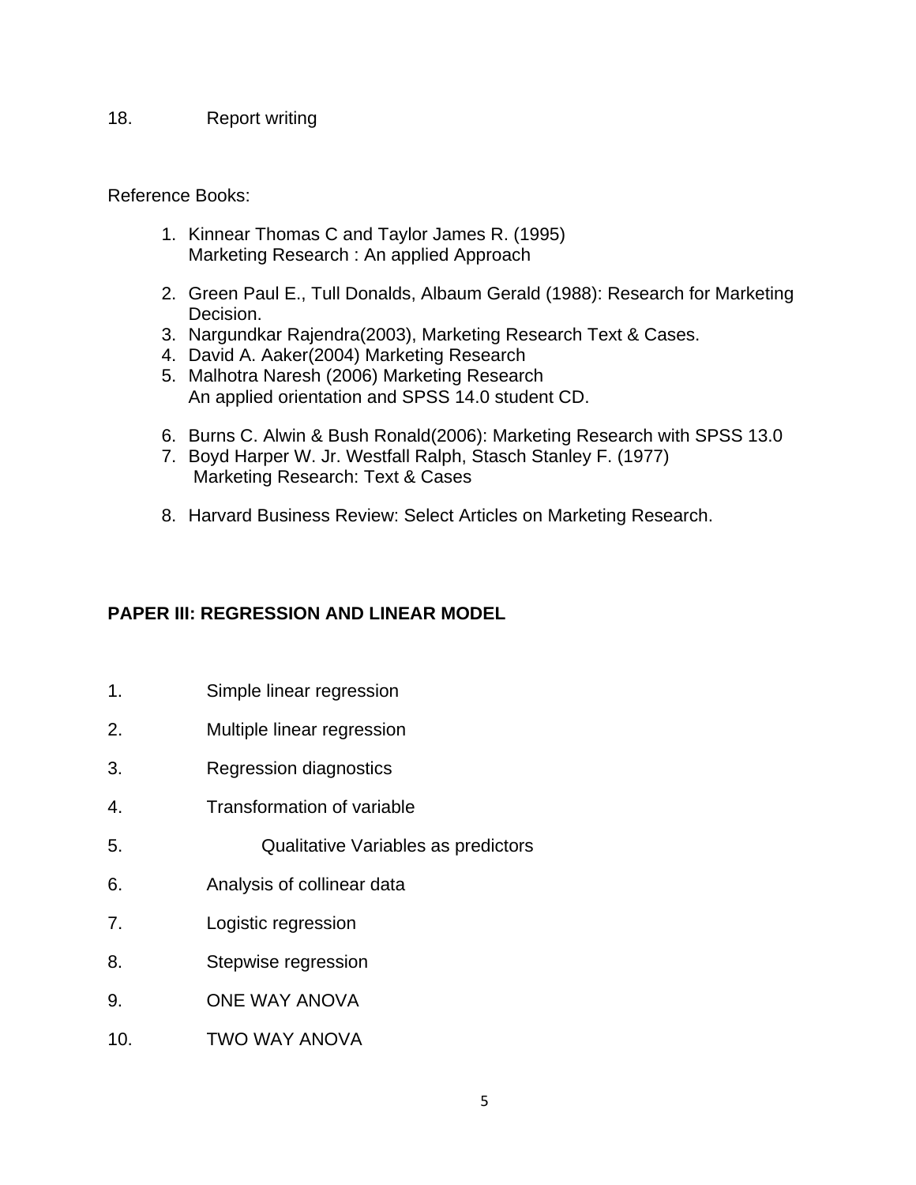18. Report writing

Reference Books:

1. Kinnear Thomas C and Taylor James R. (1995)
   Marketing Research : An applied Approach

2. Green Paul E., Tull Donalds, Albaum Gerald (1988): Research for Marketing Decision.
3. Nargundkar Rajendra(2003), Marketing Research Text & Cases.
4. David A. Aaker(2004) Marketing Research
5. Malhotra Naresh (2006) Marketing Research
   An applied orientation and SPSS 14.0 student CD.

6. Burns C. Alwin & Bush Ronald(2006): Marketing Research with SPSS 13.0
7. Boyd Harper W. Jr. Westfall Ralph, Stasch Stanley F. (1977)
   Marketing Research: Text & Cases

8. Harvard Business Review: Select Articles on Marketing Research.

## PAPER III: REGRESSION AND LINEAR MODEL

1. Simple linear regression
2. Multiple linear regression
3. Regression diagnostics
4. Transformation of variable
5. Qualitative Variables as predictors
6. Analysis of collinear data
7. Logistic regression
8. Stepwise regression
9. ONE WAY ANOVA
10. TWO WAY ANOVA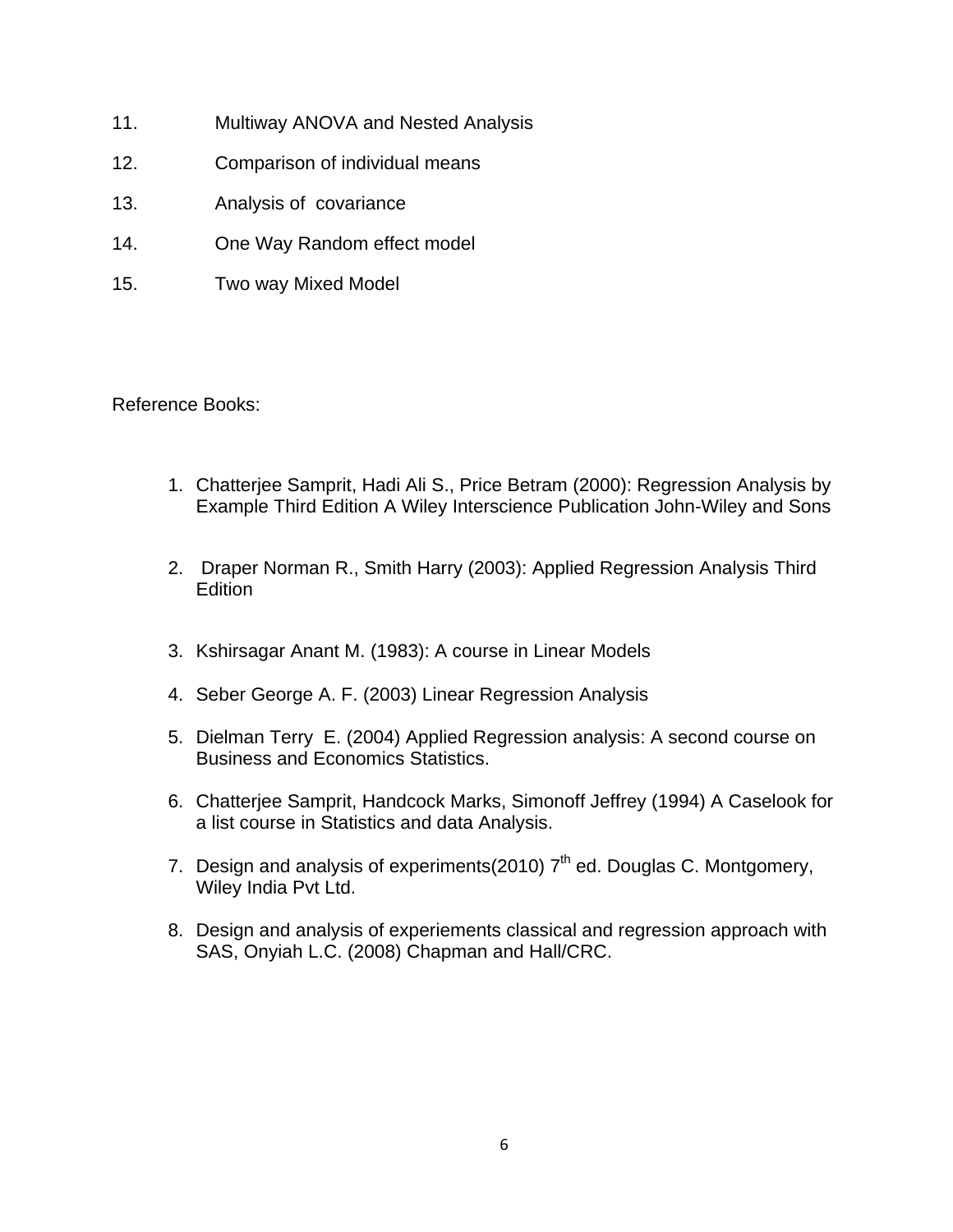11. Multiway ANOVA and Nested Analysis
12. Comparison of individual means
13. Analysis of covariance
14. One Way Random effect model
15. Two way Mixed Model

Reference Books:

1. Chatterjee Samprit, Hadi Ali S., Price Betram (2000): Regression Analysis by Example Third Edition A Wiley Interscience Publication John-Wiley and Sons
2. Draper Norman R., Smith Harry (2003): Applied Regression Analysis Third Edition
3. Kshirsagar Anant M. (1983): A course in Linear Models
4. Seber George A. F. (2003) Linear Regression Analysis
5. Dielman Terry E. (2004) Applied Regression analysis: A second course on Business and Economics Statistics.
6. Chatterjee Samprit, Handcock Marks, Simonoff Jeffrey (1994) A Caselook for a list course in Statistics and data Analysis.
7. Design and analysis of experiments(2010) 7th ed. Douglas C. Montgomery, Wiley India Pvt Ltd.
8. Design and analysis of experiements classical and regression approach with SAS, Onyiah L.C. (2008) Chapman and Hall/CRC.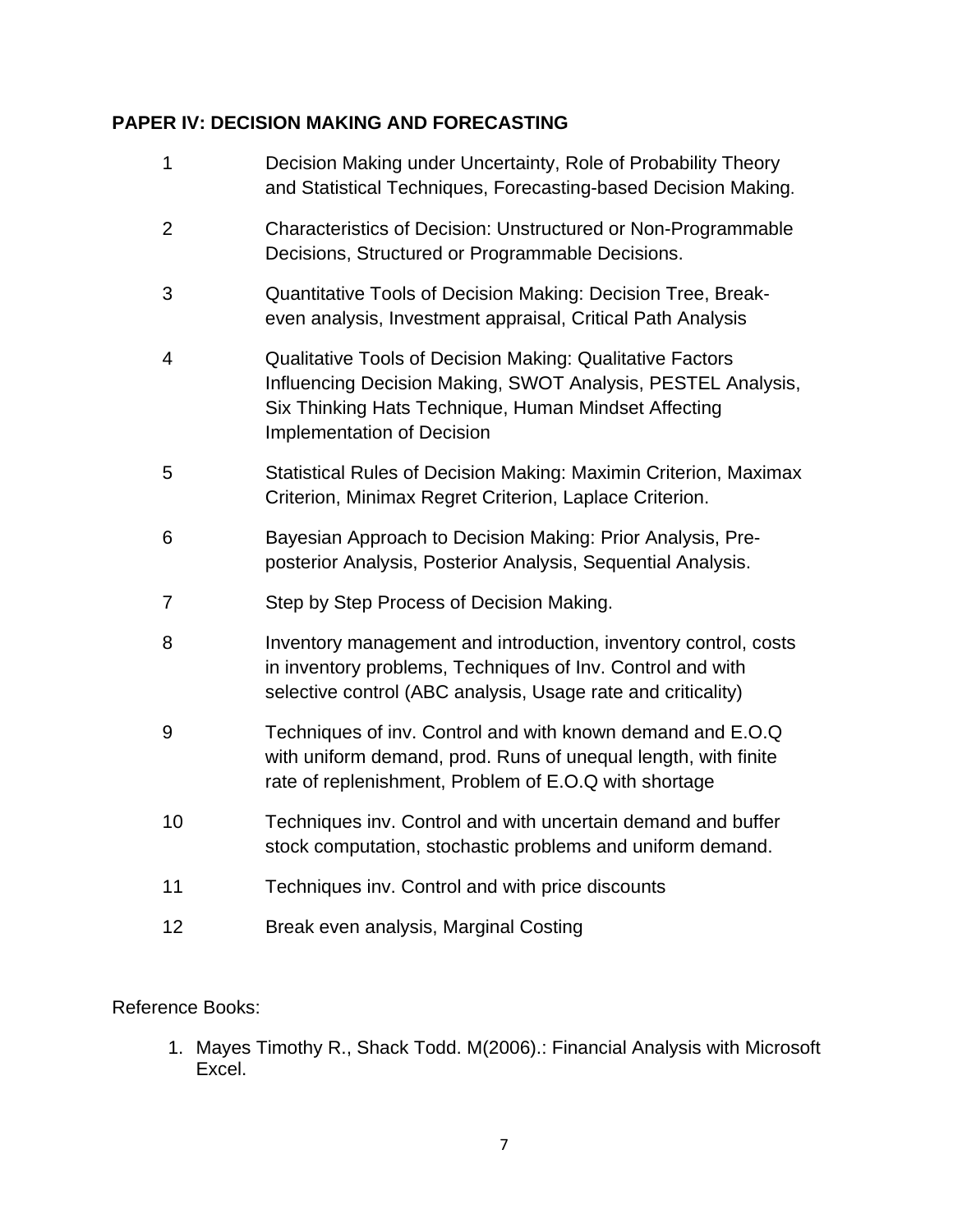**PAPER IV: DECISION MAKING AND FORECASTING**

| | |
|---|---|
| 1 | Decision Making under Uncertainty, Role of Probability Theory and Statistical Techniques, Forecasting-based Decision Making. |
| 2 | Characteristics of Decision: Unstructured or Non-Programmable Decisions, Structured or Programmable Decisions. |
| 3 | Quantitative Tools of Decision Making: Decision Tree, Break-even analysis, Investment appraisal, Critical Path Analysis |
| 4 | Qualitative Tools of Decision Making: Qualitative Factors Influencing Decision Making, SWOT Analysis, PESTEL Analysis, Six Thinking Hats Technique, Human Mindset Affecting Implementation of Decision |
| 5 | Statistical Rules of Decision Making: Maximin Criterion, Maximax Criterion, Minimax Regret Criterion, Laplace Criterion. |
| 6 | Bayesian Approach to Decision Making: Prior Analysis, Pre-posterior Analysis, Posterior Analysis, Sequential Analysis. |
| 7 | Step by Step Process of Decision Making. |
| 8 | Inventory management and introduction, inventory control, costs in inventory problems, Techniques of Inv. Control and with selective control (ABC analysis, Usage rate and criticality) |
| 9 | Techniques of inv. Control and with known demand and E.O.Q with uniform demand, prod. Runs of unequal length, with finite rate of replenishment, Problem of E.O.Q with shortage |
| 10 | Techniques inv. Control and with uncertain demand and buffer stock computation, stochastic problems and uniform demand. |
| 11 | Techniques inv. Control and with price discounts |
| 12 | Break even analysis, Marginal Costing |

Reference Books:

1. Mayes Timothy R., Shack Todd. M(2006).: Financial Analysis with Microsoft Excel.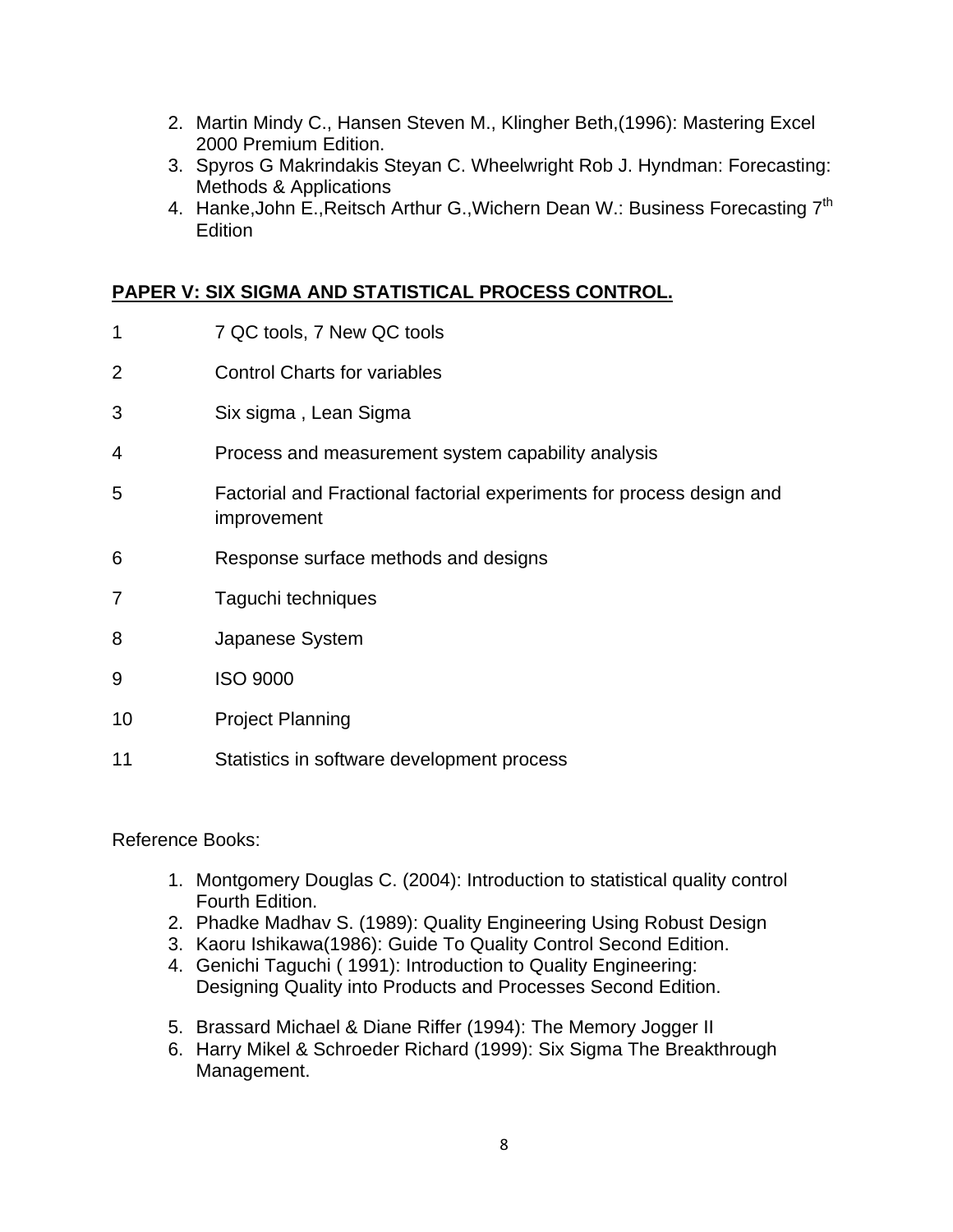2. Martin Mindy C., Hansen Steven M., Klingher Beth,(1996): Mastering Excel 2000 Premium Edition.
3. Spyros G Makrindakis Steyan C. Wheelwright Rob J. Hyndman: Forecasting: Methods & Applications
4. Hanke,John E.,Reitsch Arthur G.,Wichern Dean W.: Business Forecasting 7th Edition

**PAPER V: SIX SIGMA AND STATISTICAL PROCESS CONTROL.**

1 7 QC tools, 7 New QC tools

2 Control Charts for variables

3 Six sigma , Lean Sigma

4 Process and measurement system capability analysis

5 Factorial and Fractional factorial experiments for process design and improvement

6 Response surface methods and designs

7 Taguchi techniques

8 Japanese System

9 ISO 9000

10 Project Planning

11 Statistics in software development process

Reference Books:

1. Montgomery Douglas C. (2004): Introduction to statistical quality control Fourth Edition.
2. Phadke Madhav S. (1989): Quality Engineering Using Robust Design
3. Kaoru Ishikawa(1986): Guide To Quality Control Second Edition.
4. Genichi Taguchi ( 1991): Introduction to Quality Engineering: Designing Quality into Products and Processes Second Edition.
5. Brassard Michael & Diane Riffer (1994): The Memory Jogger II
6. Harry Mikel & Schroeder Richard (1999): Six Sigma The Breakthrough Management.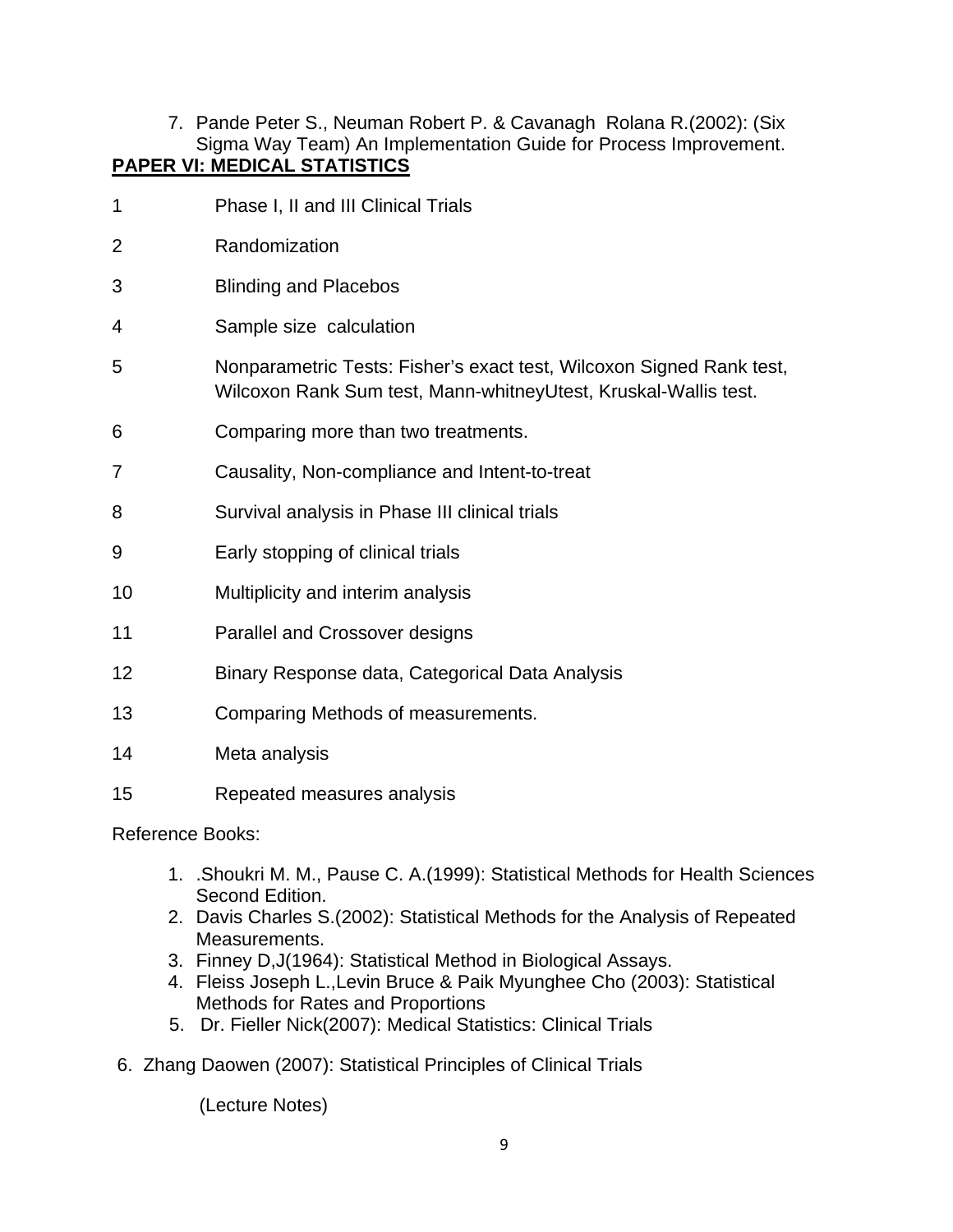7. Pande Peter S., Neuman Robert P. & Cavanagh Rolana R.(2002): (Six Sigma Way Team) An Implementation Guide for Process Improvement.

## PAPER VI: MEDICAL STATISTICS

| | |
|---|---|
| 1 | Phase I, II and III Clinical Trials |
| 2 | Randomization |
| 3 | Blinding and Placebos |
| 4 | Sample size calculation |
| 5 | Nonparametric Tests: Fisher's exact test, Wilcoxon Signed Rank test, Wilcoxon Rank Sum test, Mann-whitneyUtest, Kruskal-Wallis test. |
| 6 | Comparing more than two treatments. |
| 7 | Causality, Non-compliance and Intent-to-treat |
| 8 | Survival analysis in Phase III clinical trials |
| 9 | Early stopping of clinical trials |
| 10 | Multiplicity and interim analysis |
| 11 | Parallel and Crossover designs |
| 12 | Binary Response data, Categorical Data Analysis |
| 13 | Comparing Methods of measurements. |
| 14 | Meta analysis |
| 15 | Repeated measures analysis |

Reference Books:

1. .Shoukri M. M., Pause C. A.(1999): Statistical Methods for Health Sciences Second Edition.
2. Davis Charles S.(2002): Statistical Methods for the Analysis of Repeated Measurements.
3. Finney D,J(1964): Statistical Method in Biological Assays.
4. Fleiss Joseph L.,Levin Bruce & Paik Myunghee Cho (2003): Statistical Methods for Rates and Proportions
5. Dr. Fieller Nick(2007): Medical Statistics: Clinical Trials
6. Zhang Daowen (2007): Statistical Principles of Clinical Trials

   (Lecture Notes)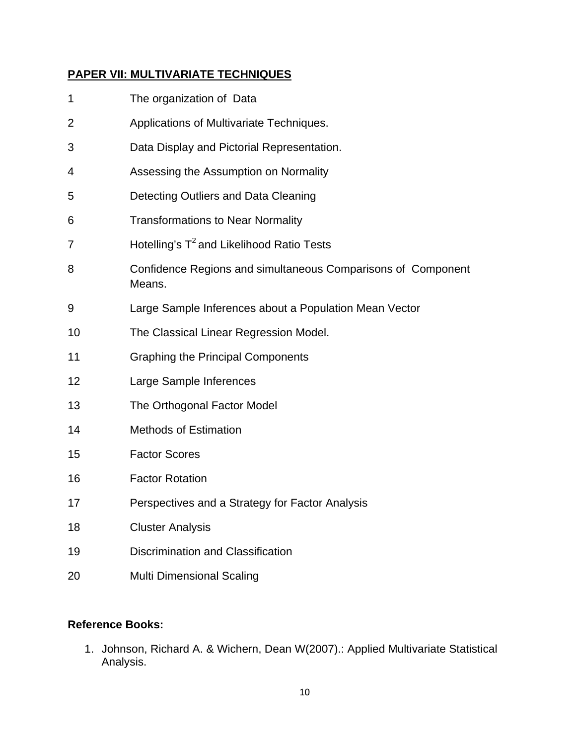## PAPER VII: MULTIVARIATE TECHNIQUES

1 The organization of Data

2 Applications of Multivariate Techniques.

3 Data Display and Pictorial Representation.

4 Assessing the Assumption on Normality

5 Detecting Outliers and Data Cleaning

6 Transformations to Near Normality

7 Hotelling's $T^2$ and Likelihood Ratio Tests

8 Confidence Regions and simultaneous Comparisons of Component Means.

9 Large Sample Inferences about a Population Mean Vector

10 The Classical Linear Regression Model.

11 Graphing the Principal Components

12 Large Sample Inferences

13 The Orthogonal Factor Model

14 Methods of Estimation

15 Factor Scores

16 Factor Rotation

17 Perspectives and a Strategy for Factor Analysis

18 Cluster Analysis

19 Discrimination and Classification

20 Multi Dimensional Scaling

**Reference Books:**

1. Johnson, Richard A. & Wichern, Dean W(2007).: Applied Multivariate Statistical Analysis.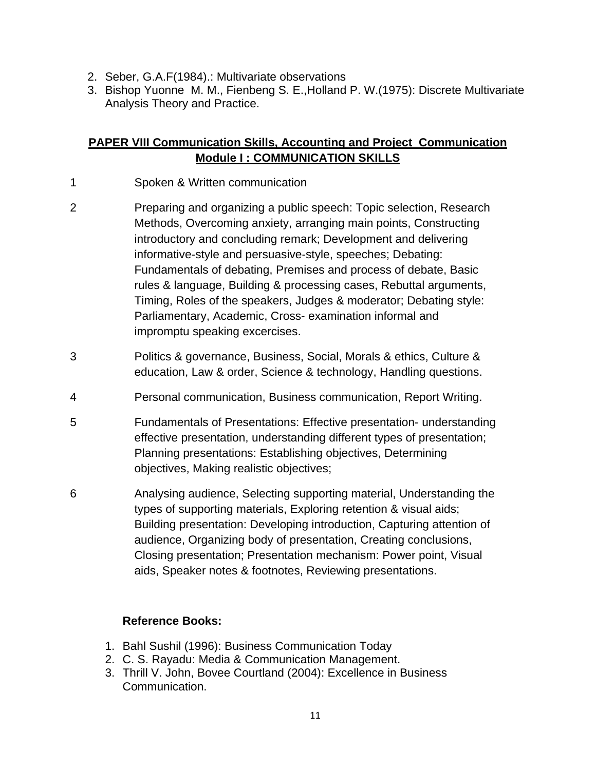2. Seber, G.A.F(1984).: Multivariate observations
3. Bishop Yuonne M. M., Fienbeng S. E.,Holland P. W.(1975): Discrete Multivariate Analysis Theory and Practice.

## PAPER VIII Communication Skills, Accounting and Project Communication

### Module I : COMMUNICATION SKILLS

1 Spoken & Written communication

2 Preparing and organizing a public speech: Topic selection, Research Methods, Overcoming anxiety, arranging main points, Constructing introductory and concluding remark; Development and delivering informative-style and persuasive-style, speeches; Debating: Fundamentals of debating, Premises and process of debate, Basic rules & language, Building & processing cases, Rebuttal arguments, Timing, Roles of the speakers, Judges & moderator; Debating style: Parliamentary, Academic, Cross- examination informal and impromptu speaking excercises.

3 Politics & governance, Business, Social, Morals & ethics, Culture & education, Law & order, Science & technology, Handling questions.

4 Personal communication, Business communication, Report Writing.

5 Fundamentals of Presentations: Effective presentation- understanding effective presentation, understanding different types of presentation; Planning presentations: Establishing objectives, Determining objectives, Making realistic objectives;

6 Analysing audience, Selecting supporting material, Understanding the types of supporting materials, Exploring retention & visual aids; Building presentation: Developing introduction, Capturing attention of audience, Organizing body of presentation, Creating conclusions, Closing presentation; Presentation mechanism: Power point, Visual aids, Speaker notes & footnotes, Reviewing presentations.

**Reference Books:**

1. Bahl Sushil (1996): Business Communication Today
2. C. S. Rayadu: Media & Communication Management.
3. Thrill V. John, Bovee Courtland (2004): Excellence in Business Communication.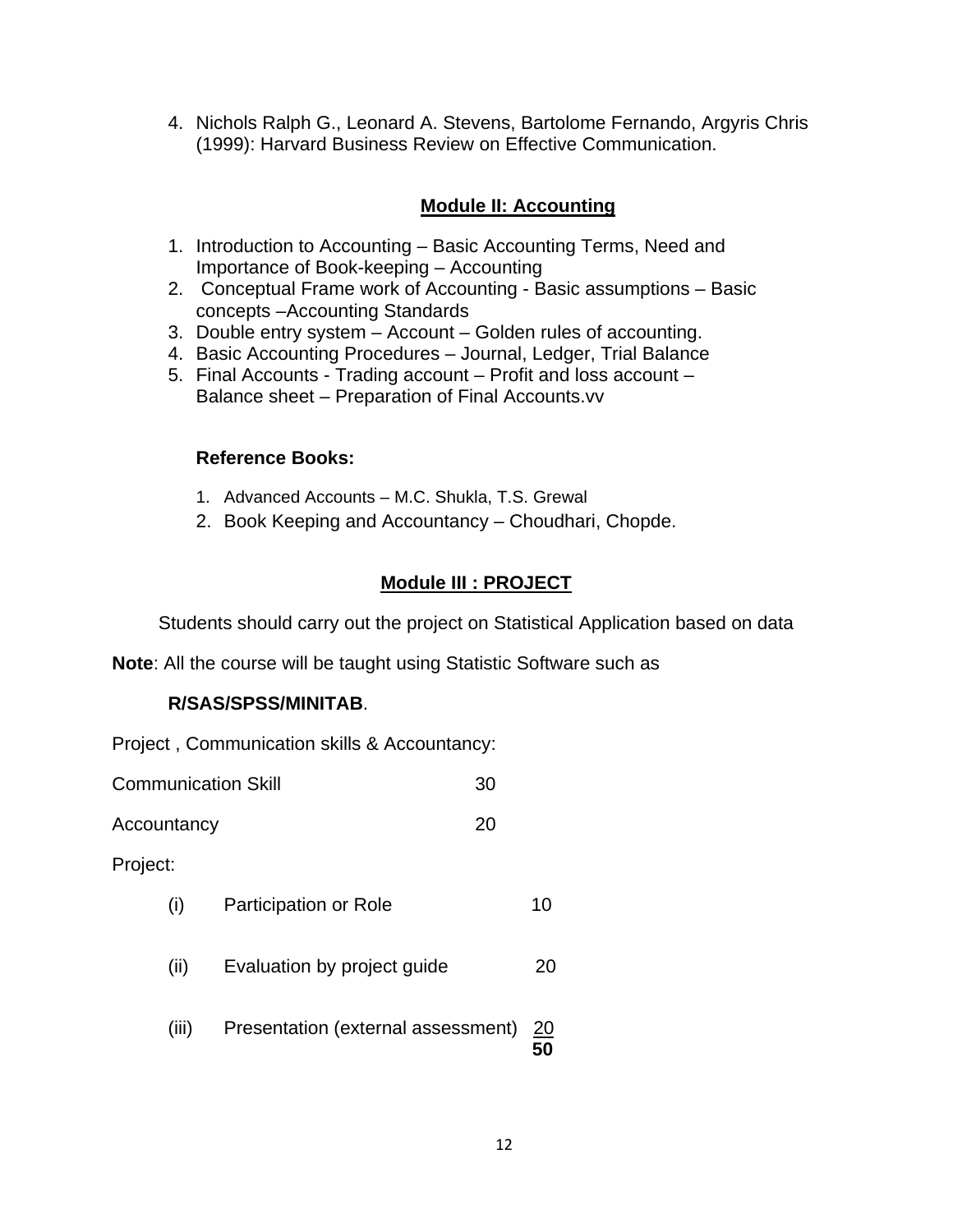4. Nichols Ralph G., Leonard A. Stevens, Bartolome Fernando, Argyris Chris (1999): Harvard Business Review on Effective Communication.

## Module II: Accounting

1. Introduction to Accounting – Basic Accounting Terms, Need and Importance of Book-keeping – Accounting
2. Conceptual Frame work of Accounting - Basic assumptions – Basic concepts –Accounting Standards
3. Double entry system – Account – Golden rules of accounting.
4. Basic Accounting Procedures – Journal, Ledger, Trial Balance
5. Final Accounts - Trading account – Profit and loss account – Balance sheet – Preparation of Final Accounts.vv

**Reference Books:**

1. Advanced Accounts – M.C. Shukla, T.S. Grewal
2. Book Keeping and Accountancy – Choudhari, Chopde.

## Module III : PROJECT

Students should carry out the project on Statistical Application based on data

**Note**: All the course will be taught using Statistic Software such as

**R/SAS/SPSS/MINITAB**.

Project , Communication skills & Accountancy:

| | |
|---|---|
| Communication Skill | 30 |
| Accountancy | 20 |

Project:

| | | |
|---|---|---|
| (i) | Participation or Role | 10 |
| (ii) | Evaluation by project guide | 20 |
| (iii) | Presentation (external assessment) | 20 |
| | | **50** |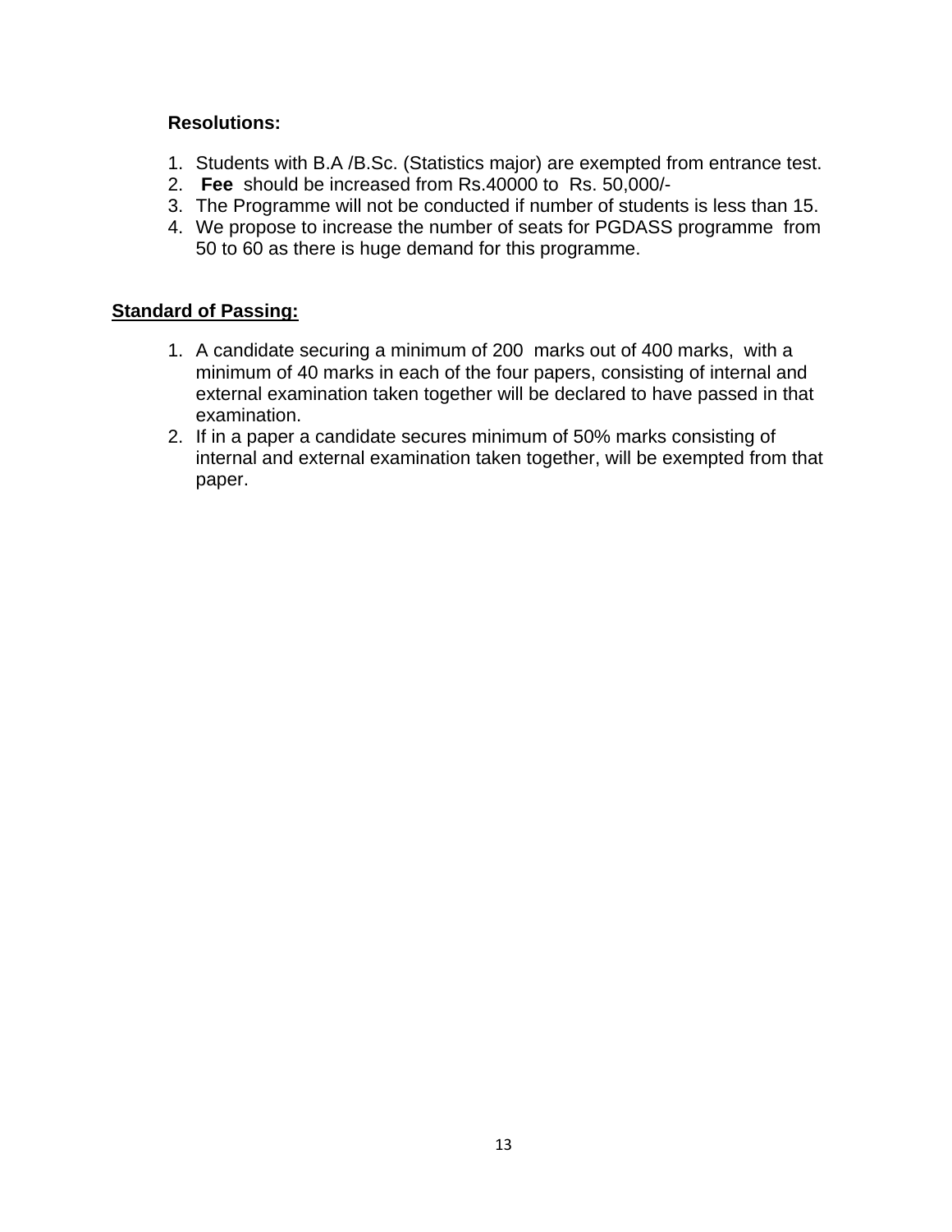**Resolutions:**

1. Students with B.A /B.Sc. (Statistics major) are exempted from entrance test.
2. **Fee** should be increased from Rs.40000 to Rs. 50,000/-
3. The Programme will not be conducted if number of students is less than 15.
4. We propose to increase the number of seats for PGDASS programme from 50 to 60 as there is huge demand for this programme.

**Standard of Passing:**

1. A candidate securing a minimum of 200 marks out of 400 marks, with a minimum of 40 marks in each of the four papers, consisting of internal and external examination taken together will be declared to have passed in that examination.
2. If in a paper a candidate secures minimum of 50% marks consisting of internal and external examination taken together, will be exempted from that paper.